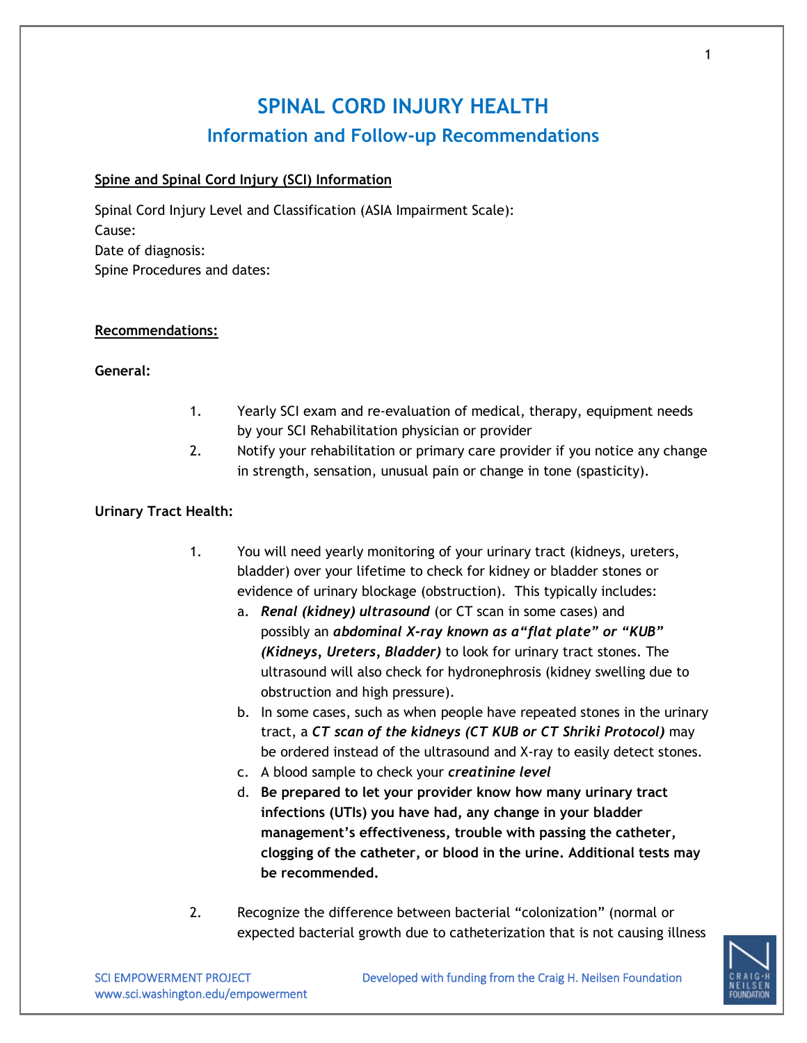# SPINAL CORD INJURY HEALTH

## Information and Follow-up Recommendations

**Spine and Spinal Cord Injury (SCI) Information**

Spinal Cord Injury Level and Classification (ASIA Impairment Scale):
Cause:
Date of diagnosis:
Spine Procedures and dates:

**Recommendations:**

**General:**

1. Yearly SCI exam and re-evaluation of medical, therapy, equipment needs by your SCI Rehabilitation physician or provider
2. Notify your rehabilitation or primary care provider if you notice any change in strength, sensation, unusual pain or change in tone (spasticity).

**Urinary Tract Health:**

1. You will need yearly monitoring of your urinary tract (kidneys, ureters, bladder) over your lifetime to check for kidney or bladder stones or evidence of urinary blockage (obstruction). This typically includes:
   a. ***Renal (kidney) ultrasound*** (or CT scan in some cases) and possibly an ***abdominal X-ray known as a"flat plate" or "KUB" (Kidneys, Ureters, Bladder)*** to look for urinary tract stones. The ultrasound will also check for hydronephrosis (kidney swelling due to obstruction and high pressure).
   b. In some cases, such as when people have repeated stones in the urinary tract, a ***CT scan of the kidneys (CT KUB or CT Shriki Protocol)*** may be ordered instead of the ultrasound and X-ray to easily detect stones.
   c. A blood sample to check your ***creatinine level***
   d. **Be prepared to let your provider know how many urinary tract infections (UTIs) you have had, any change in your bladder management's effectiveness, trouble with passing the catheter, clogging of the catheter, or blood in the urine. Additional tests may be recommended.**

2. Recognize the difference between bacterial "colonization" (normal or expected bacterial growth due to catheterization that is not causing illness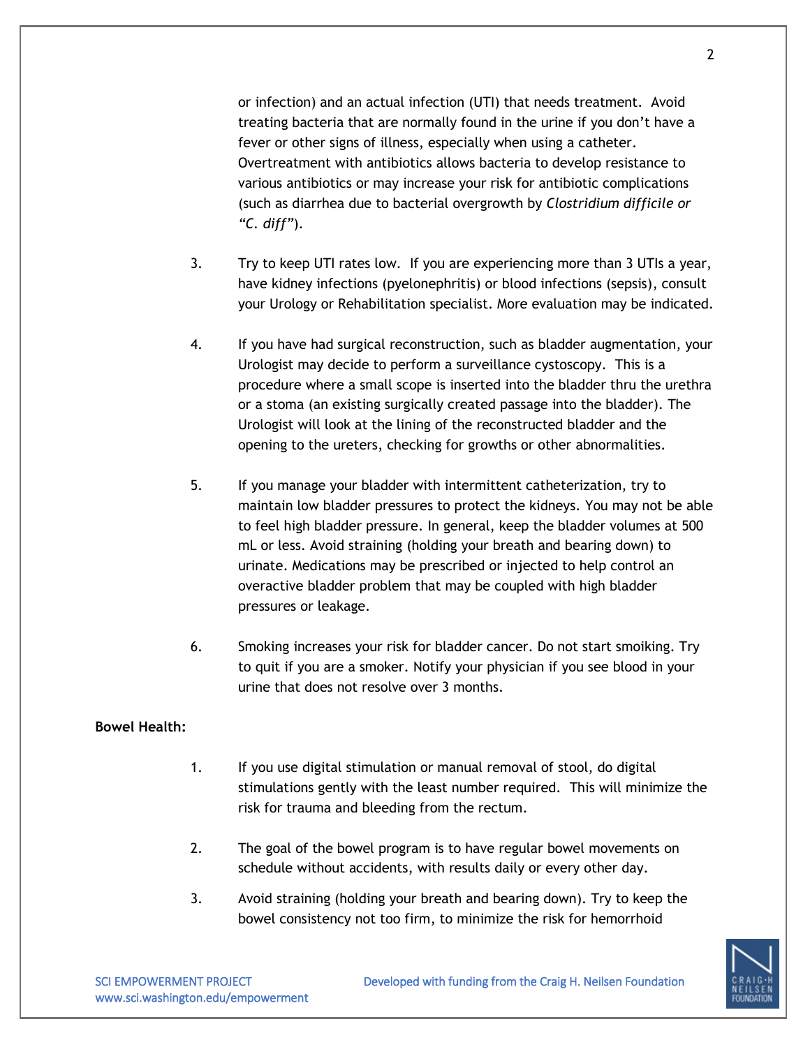or infection) and an actual infection (UTI) that needs treatment. Avoid treating bacteria that are normally found in the urine if you don't have a fever or other signs of illness, especially when using a catheter. Overtreatment with antibiotics allows bacteria to develop resistance to various antibiotics or may increase your risk for antibiotic complications (such as diarrhea due to bacterial overgrowth by *Clostridium difficile or "C. diff"*).

3. Try to keep UTI rates low. If you are experiencing more than 3 UTIs a year, have kidney infections (pyelonephritis) or blood infections (sepsis), consult your Urology or Rehabilitation specialist. More evaluation may be indicated.

4. If you have had surgical reconstruction, such as bladder augmentation, your Urologist may decide to perform a surveillance cystoscopy. This is a procedure where a small scope is inserted into the bladder thru the urethra or a stoma (an existing surgically created passage into the bladder). The Urologist will look at the lining of the reconstructed bladder and the opening to the ureters, checking for growths or other abnormalities.

5. If you manage your bladder with intermittent catheterization, try to maintain low bladder pressures to protect the kidneys. You may not be able to feel high bladder pressure. In general, keep the bladder volumes at 500 mL or less. Avoid straining (holding your breath and bearing down) to urinate. Medications may be prescribed or injected to help control an overactive bladder problem that may be coupled with high bladder pressures or leakage.

6. Smoking increases your risk for bladder cancer. Do not start smoiking. Try to quit if you are a smoker. Notify your physician if you see blood in your urine that does not resolve over 3 months.

**Bowel Health:**

1. If you use digital stimulation or manual removal of stool, do digital stimulations gently with the least number required. This will minimize the risk for trauma and bleeding from the rectum.

2. The goal of the bowel program is to have regular bowel movements on schedule without accidents, with results daily or every other day.

3. Avoid straining (holding your breath and bearing down). Try to keep the bowel consistency not too firm, to minimize the risk for hemorrhoid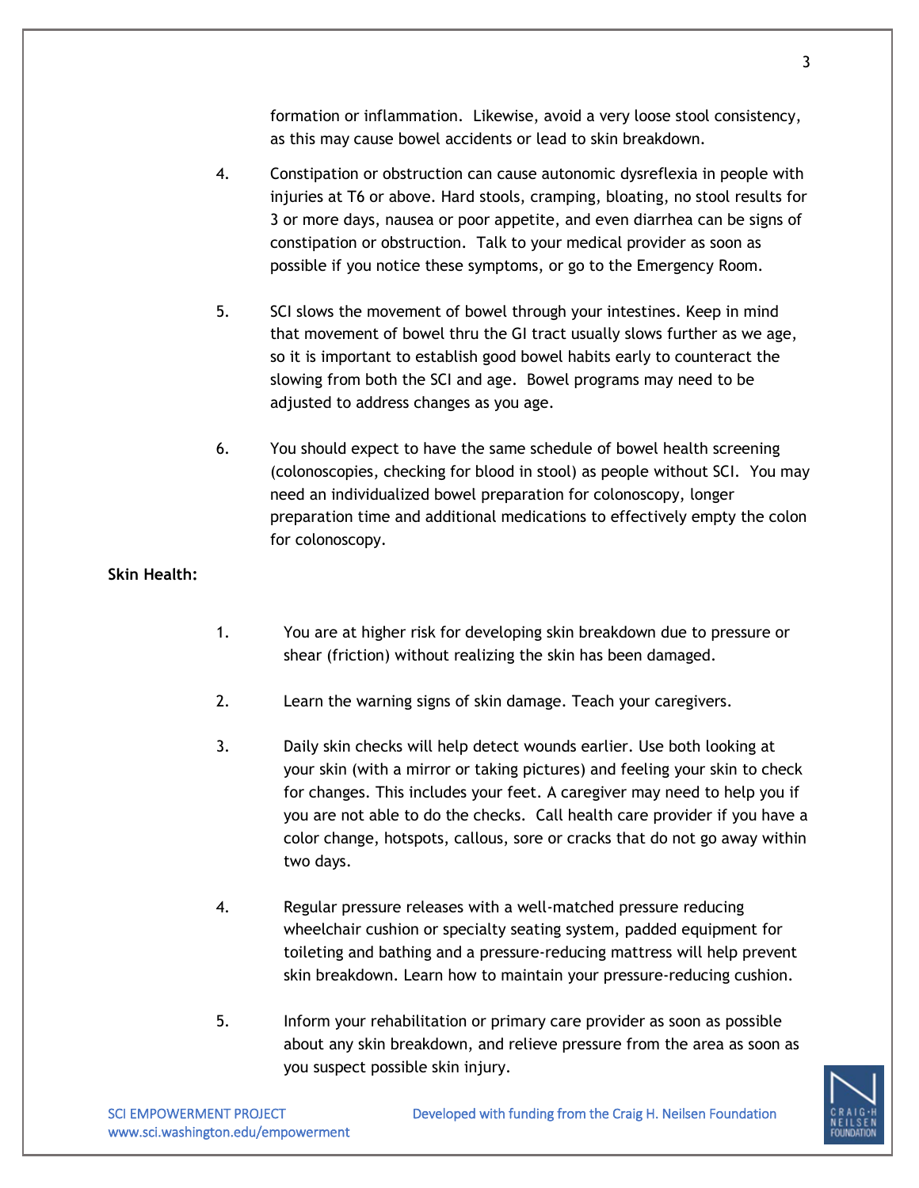formation or inflammation. Likewise, avoid a very loose stool consistency, as this may cause bowel accidents or lead to skin breakdown.

4. Constipation or obstruction can cause autonomic dysreflexia in people with injuries at T6 or above. Hard stools, cramping, bloating, no stool results for 3 or more days, nausea or poor appetite, and even diarrhea can be signs of constipation or obstruction. Talk to your medical provider as soon as possible if you notice these symptoms, or go to the Emergency Room.

5. SCI slows the movement of bowel through your intestines. Keep in mind that movement of bowel thru the GI tract usually slows further as we age, so it is important to establish good bowel habits early to counteract the slowing from both the SCI and age. Bowel programs may need to be adjusted to address changes as you age.

6. You should expect to have the same schedule of bowel health screening (colonoscopies, checking for blood in stool) as people without SCI. You may need an individualized bowel preparation for colonoscopy, longer preparation time and additional medications to effectively empty the colon for colonoscopy.

**Skin Health:**

1. You are at higher risk for developing skin breakdown due to pressure or shear (friction) without realizing the skin has been damaged.

2. Learn the warning signs of skin damage. Teach your caregivers.

3. Daily skin checks will help detect wounds earlier. Use both looking at your skin (with a mirror or taking pictures) and feeling your skin to check for changes. This includes your feet. A caregiver may need to help you if you are not able to do the checks. Call health care provider if you have a color change, hotspots, callous, sore or cracks that do not go away within two days.

4. Regular pressure releases with a well-matched pressure reducing wheelchair cushion or specialty seating system, padded equipment for toileting and bathing and a pressure-reducing mattress will help prevent skin breakdown. Learn how to maintain your pressure-reducing cushion.

5. Inform your rehabilitation or primary care provider as soon as possible about any skin breakdown, and relieve pressure from the area as soon as you suspect possible skin injury.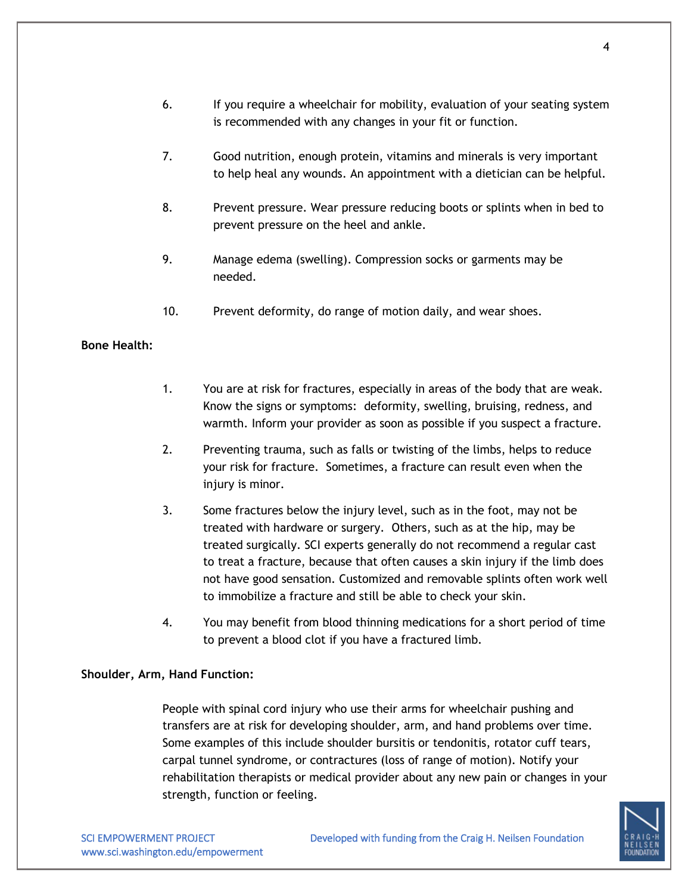6. If you require a wheelchair for mobility, evaluation of your seating system is recommended with any changes in your fit or function.

7. Good nutrition, enough protein, vitamins and minerals is very important to help heal any wounds. An appointment with a dietician can be helpful.

8. Prevent pressure. Wear pressure reducing boots or splints when in bed to prevent pressure on the heel and ankle.

9. Manage edema (swelling). Compression socks or garments may be needed.

10. Prevent deformity, do range of motion daily, and wear shoes.

**Bone Health:**

1. You are at risk for fractures, especially in areas of the body that are weak. Know the signs or symptoms: deformity, swelling, bruising, redness, and warmth. Inform your provider as soon as possible if you suspect a fracture.

2. Preventing trauma, such as falls or twisting of the limbs, helps to reduce your risk for fracture. Sometimes, a fracture can result even when the injury is minor.

3. Some fractures below the injury level, such as in the foot, may not be treated with hardware or surgery. Others, such as at the hip, may be treated surgically. SCI experts generally do not recommend a regular cast to treat a fracture, because that often causes a skin injury if the limb does not have good sensation. Customized and removable splints often work well to immobilize a fracture and still be able to check your skin.

4. You may benefit from blood thinning medications for a short period of time to prevent a blood clot if you have a fractured limb.

**Shoulder, Arm, Hand Function:**

People with spinal cord injury who use their arms for wheelchair pushing and transfers are at risk for developing shoulder, arm, and hand problems over time. Some examples of this include shoulder bursitis or tendonitis, rotator cuff tears, carpal tunnel syndrome, or contractures (loss of range of motion). Notify your rehabilitation therapists or medical provider about any new pain or changes in your strength, function or feeling.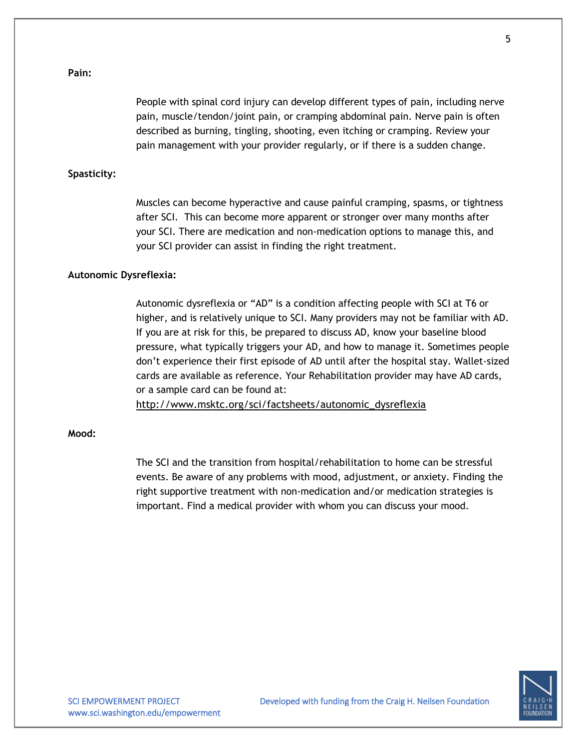**Pain:**

People with spinal cord injury can develop different types of pain, including nerve pain, muscle/tendon/joint pain, or cramping abdominal pain. Nerve pain is often described as burning, tingling, shooting, even itching or cramping. Review your pain management with your provider regularly, or if there is a sudden change.

**Spasticity:**

Muscles can become hyperactive and cause painful cramping, spasms, or tightness after SCI. This can become more apparent or stronger over many months after your SCI. There are medication and non-medication options to manage this, and your SCI provider can assist in finding the right treatment.

**Autonomic Dysreflexia:**

Autonomic dysreflexia or "AD" is a condition affecting people with SCI at T6 or higher, and is relatively unique to SCI. Many providers may not be familiar with AD. If you are at risk for this, be prepared to discuss AD, know your baseline blood pressure, what typically triggers your AD, and how to manage it. Sometimes people don't experience their first episode of AD until after the hospital stay. Wallet-sized cards are available as reference. Your Rehabilitation provider may have AD cards, or a sample card can be found at:
http://www.msktc.org/sci/factsheets/autonomic_dysreflexia

**Mood:**

The SCI and the transition from hospital/rehabilitation to home can be stressful events. Be aware of any problems with mood, adjustment, or anxiety. Finding the right supportive treatment with non-medication and/or medication strategies is important. Find a medical provider with whom you can discuss your mood.